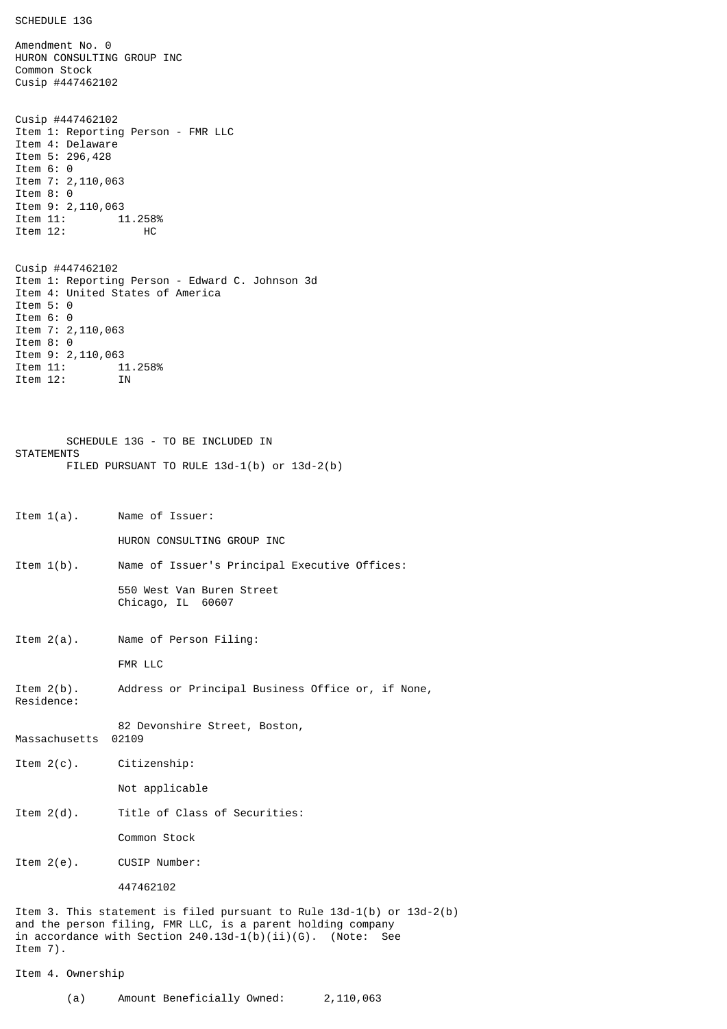SCHEDULE 13G

Amendment No. 0
HURON CONSULTING GROUP INC
Common Stock
Cusip #447462102

Cusip #447462102
Item 1: Reporting Person - FMR LLC
Item 4: Delaware
Item 5: 296,428
Item 6: 0
Item 7: 2,110,063
Item 8: 0
Item 9: 2,110,063
Item 11: 11.258%
Item 12: HC

Cusip #447462102
Item 1: Reporting Person - Edward C. Johnson 3d
Item 4: United States of America
Item 5: 0
Item 6: 0
Item 7: 2,110,063
Item 8: 0
Item 9: 2,110,063
Item 11: 11.258%
Item 12: IN

SCHEDULE 13G - TO BE INCLUDED IN STATEMENTS FILED PURSUANT TO RULE 13d-1(b) or 13d-2(b)

Item 1(a). Name of Issuer:

HURON CONSULTING GROUP INC

Item 1(b). Name of Issuer's Principal Executive Offices:

550 West Van Buren Street
Chicago, IL 60607

Item 2(a). Name of Person Filing:

FMR LLC

Item 2(b). Address or Principal Business Office or, if None, Residence:

82 Devonshire Street, Boston, Massachusetts 02109

Item 2(c). Citizenship:

Not applicable

Item 2(d). Title of Class of Securities:

Common Stock

Item 2(e). CUSIP Number:

447462102

Item 3. This statement is filed pursuant to Rule 13d-1(b) or 13d-2(b) and the person filing, FMR LLC, is a parent holding company in accordance with Section 240.13d-1(b)(ii)(G). (Note: See Item 7).

Item 4. Ownership

(a) Amount Beneficially Owned: 2,110,063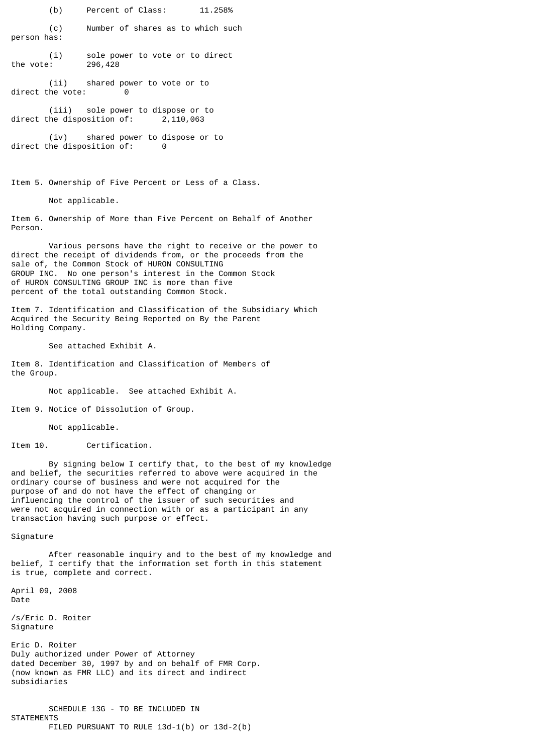(b) Percent of Class: 11.258%

(c) Number of shares as to which such person has:

(i) sole power to vote or to direct the vote: 296,428

(ii) shared power to vote or to direct the vote: 0

(iii) sole power to dispose or to direct the disposition of: 2,110,063

(iv) shared power to dispose or to direct the disposition of: 0

Item 5. Ownership of Five Percent or Less of a Class.

Not applicable.

Item 6. Ownership of More than Five Percent on Behalf of Another Person.

Various persons have the right to receive or the power to direct the receipt of dividends from, or the proceeds from the sale of, the Common Stock of HURON CONSULTING GROUP INC. No one person's interest in the Common Stock of HURON CONSULTING GROUP INC is more than five percent of the total outstanding Common Stock.

Item 7. Identification and Classification of the Subsidiary Which Acquired the Security Being Reported on By the Parent Holding Company.

See attached Exhibit A.

Item 8. Identification and Classification of Members of the Group.

Not applicable. See attached Exhibit A.

Item 9. Notice of Dissolution of Group.

Not applicable.

Item 10. Certification.

By signing below I certify that, to the best of my knowledge and belief, the securities referred to above were acquired in the ordinary course of business and were not acquired for the purpose of and do not have the effect of changing or influencing the control of the issuer of such securities and were not acquired in connection with or as a participant in any transaction having such purpose or effect.

Signature

After reasonable inquiry and to the best of my knowledge and belief, I certify that the information set forth in this statement is true, complete and correct.

April 09, 2008
Date

/s/Eric D. Roiter
Signature

Eric D. Roiter
Duly authorized under Power of Attorney dated December 30, 1997 by and on behalf of FMR Corp. (now known as FMR LLC) and its direct and indirect subsidiaries

SCHEDULE 13G - TO BE INCLUDED IN STATEMENTS
FILED PURSUANT TO RULE 13d-1(b) or 13d-2(b)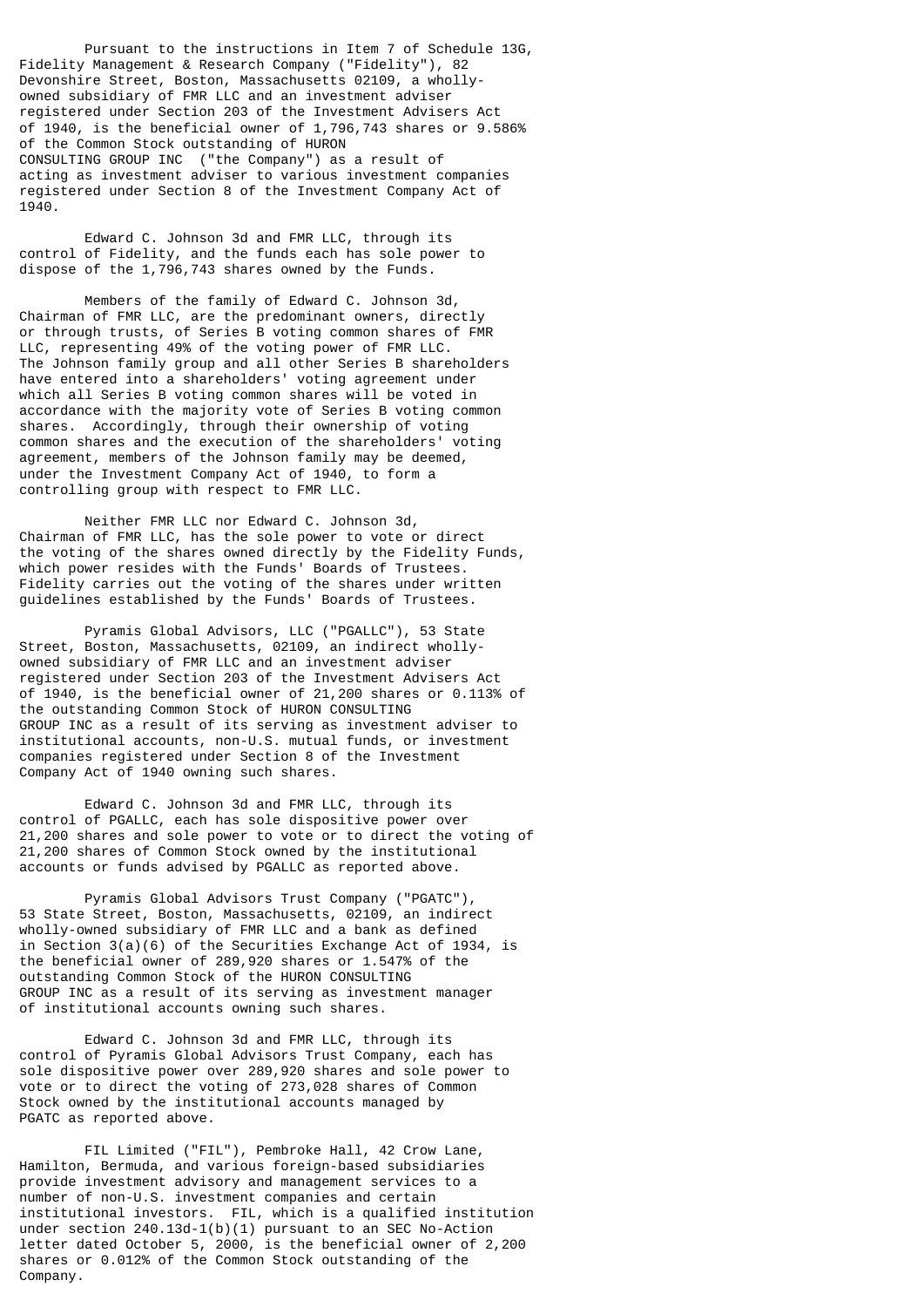Pursuant to the instructions in Item 7 of Schedule 13G, Fidelity Management & Research Company ("Fidelity"), 82 Devonshire Street, Boston, Massachusetts 02109, a wholly-owned subsidiary of FMR LLC and an investment adviser registered under Section 203 of the Investment Advisers Act of 1940, is the beneficial owner of 1,796,743 shares or 9.586% of the Common Stock outstanding of HURON CONSULTING GROUP INC ("the Company") as a result of acting as investment adviser to various investment companies registered under Section 8 of the Investment Company Act of 1940.

Edward C. Johnson 3d and FMR LLC, through its control of Fidelity, and the funds each has sole power to dispose of the 1,796,743 shares owned by the Funds.

Members of the family of Edward C. Johnson 3d, Chairman of FMR LLC, are the predominant owners, directly or through trusts, of Series B voting common shares of FMR LLC, representing 49% of the voting power of FMR LLC. The Johnson family group and all other Series B shareholders have entered into a shareholders' voting agreement under which all Series B voting common shares will be voted in accordance with the majority vote of Series B voting common shares. Accordingly, through their ownership of voting common shares and the execution of the shareholders' voting agreement, members of the Johnson family may be deemed, under the Investment Company Act of 1940, to form a controlling group with respect to FMR LLC.

Neither FMR LLC nor Edward C. Johnson 3d, Chairman of FMR LLC, has the sole power to vote or direct the voting of the shares owned directly by the Fidelity Funds, which power resides with the Funds' Boards of Trustees. Fidelity carries out the voting of the shares under written guidelines established by the Funds' Boards of Trustees.

Pyramis Global Advisors, LLC ("PGALLC"), 53 State Street, Boston, Massachusetts, 02109, an indirect wholly-owned subsidiary of FMR LLC and an investment adviser registered under Section 203 of the Investment Advisers Act of 1940, is the beneficial owner of 21,200 shares or 0.113% of the outstanding Common Stock of HURON CONSULTING GROUP INC as a result of its serving as investment adviser to institutional accounts, non-U.S. mutual funds, or investment companies registered under Section 8 of the Investment Company Act of 1940 owning such shares.

Edward C. Johnson 3d and FMR LLC, through its control of PGALLC, each has sole dispositive power over 21,200 shares and sole power to vote or to direct the voting of 21,200 shares of Common Stock owned by the institutional accounts or funds advised by PGALLC as reported above.

Pyramis Global Advisors Trust Company ("PGATC"), 53 State Street, Boston, Massachusetts, 02109, an indirect wholly-owned subsidiary of FMR LLC and a bank as defined in Section 3(a)(6) of the Securities Exchange Act of 1934, is the beneficial owner of 289,920 shares or 1.547% of the outstanding Common Stock of the HURON CONSULTING GROUP INC as a result of its serving as investment manager of institutional accounts owning such shares.

Edward C. Johnson 3d and FMR LLC, through its control of Pyramis Global Advisors Trust Company, each has sole dispositive power over 289,920 shares and sole power to vote or to direct the voting of 273,028 shares of Common Stock owned by the institutional accounts managed by PGATC as reported above.

FIL Limited ("FIL"), Pembroke Hall, 42 Crow Lane, Hamilton, Bermuda, and various foreign-based subsidiaries provide investment advisory and management services to a number of non-U.S. investment companies and certain institutional investors. FIL, which is a qualified institution under section 240.13d-1(b)(1) pursuant to an SEC No-Action letter dated October 5, 2000, is the beneficial owner of 2,200 shares or 0.012% of the Common Stock outstanding of the Company.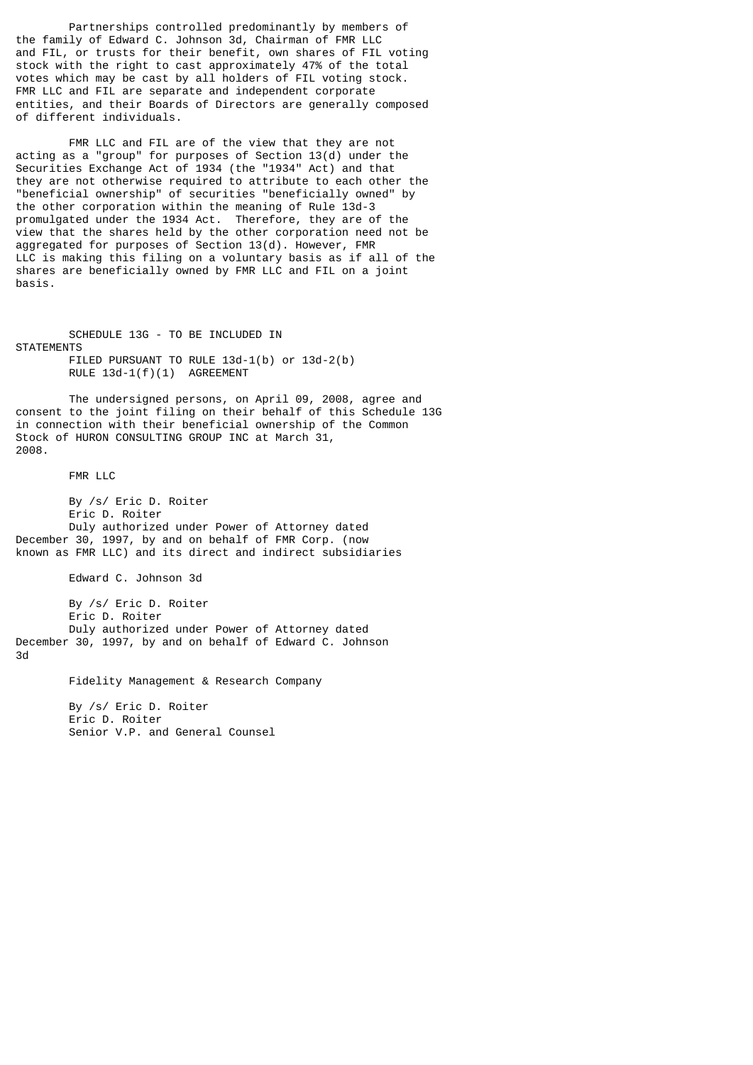Partnerships controlled predominantly by members of the family of Edward C. Johnson 3d, Chairman of FMR LLC and FIL, or trusts for their benefit, own shares of FIL voting stock with the right to cast approximately 47% of the total votes which may be cast by all holders of FIL voting stock. FMR LLC and FIL are separate and independent corporate entities, and their Boards of Directors are generally composed of different individuals.

FMR LLC and FIL are of the view that they are not acting as a "group" for purposes of Section 13(d) under the Securities Exchange Act of 1934 (the "1934" Act) and that they are not otherwise required to attribute to each other the "beneficial ownership" of securities "beneficially owned" by the other corporation within the meaning of Rule 13d-3 promulgated under the 1934 Act. Therefore, they are of the view that the shares held by the other corporation need not be aggregated for purposes of Section 13(d). However, FMR LLC is making this filing on a voluntary basis as if all of the shares are beneficially owned by FMR LLC and FIL on a joint basis.

SCHEDULE 13G - TO BE INCLUDED IN STATEMENTS
FILED PURSUANT TO RULE 13d-1(b) or 13d-2(b)
RULE 13d-1(f)(1) AGREEMENT

The undersigned persons, on April 09, 2008, agree and consent to the joint filing on their behalf of this Schedule 13G in connection with their beneficial ownership of the Common Stock of HURON CONSULTING GROUP INC at March 31, 2008.

FMR LLC

By /s/ Eric D. Roiter
Eric D. Roiter
Duly authorized under Power of Attorney dated December 30, 1997, by and on behalf of FMR Corp. (now known as FMR LLC) and its direct and indirect subsidiaries

Edward C. Johnson 3d

By /s/ Eric D. Roiter
Eric D. Roiter
Duly authorized under Power of Attorney dated December 30, 1997, by and on behalf of Edward C. Johnson 3d

Fidelity Management & Research Company

By /s/ Eric D. Roiter
Eric D. Roiter
Senior V.P. and General Counsel